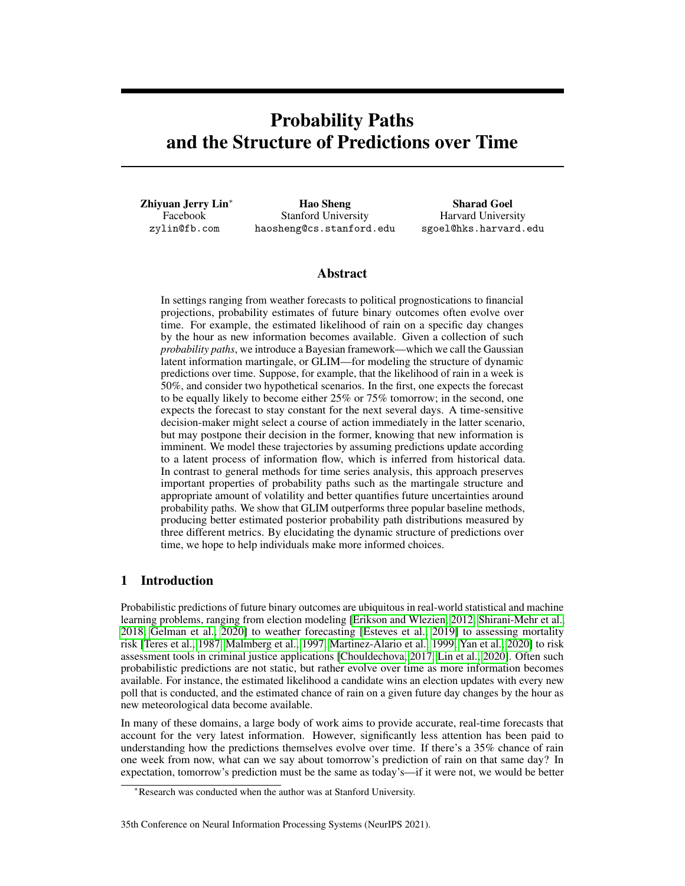# Probability Paths and the Structure of Predictions over Time

**Zhiyuan Jerry Lin**[*]
Facebook
zylin@fb.com

**Hao Sheng**
Stanford University
haosheng@cs.stanford.edu

**Sharad Goel**
Harvard University
sgoel@hks.harvard.edu

## Abstract

In settings ranging from weather forecasts to political prognostications to financial projections, probability estimates of future binary outcomes often evolve over time. For example, the estimated likelihood of rain on a specific day changes by the hour as new information becomes available. Given a collection of such *probability paths*, we introduce a Bayesian framework—which we call the Gaussian latent information martingale, or GLIM—for modeling the structure of dynamic predictions over time. Suppose, for example, that the likelihood of rain in a week is 50%, and consider two hypothetical scenarios. In the first, one expects the forecast to be equally likely to become either 25% or 75% tomorrow; in the second, one expects the forecast to stay constant for the next several days. A time-sensitive decision-maker might select a course of action immediately in the latter scenario, but may postpone their decision in the former, knowing that new information is imminent. We model these trajectories by assuming predictions update according to a latent process of information flow, which is inferred from historical data. In contrast to general methods for time series analysis, this approach preserves important properties of probability paths such as the martingale structure and appropriate amount of volatility and better quantifies future uncertainties around probability paths. We show that GLIM outperforms three popular baseline methods, producing better estimated posterior probability path distributions measured by three different metrics. By elucidating the dynamic structure of predictions over time, we hope to help individuals make more informed choices.

## 1 Introduction

Probabilistic predictions of future binary outcomes are ubiquitous in real-world statistical and machine learning problems, ranging from election modeling [Erikson and Wlezien, 2012, Shirani-Mehr et al., 2018, Gelman et al., 2020] to weather forecasting [Esteves et al., 2019] to assessing mortality risk [Teres et al., 1987, Malmberg et al., 1997, Martinez-Alario et al., 1999, Yan et al., 2020] to risk assessment tools in criminal justice applications [Chouldechova, 2017, Lin et al., 2020]. Often such probabilistic predictions are not static, but rather evolve over time as more information becomes available. For instance, the estimated likelihood a candidate wins an election updates with every new poll that is conducted, and the estimated chance of rain on a given future day changes by the hour as new meteorological data become available.

In many of these domains, a large body of work aims to provide accurate, real-time forecasts that account for the very latest information. However, significantly less attention has been paid to understanding how the predictions themselves evolve over time. If there's a 35% chance of rain one week from now, what can we say about tomorrow's prediction of rain on that same day? In expectation, tomorrow's prediction must be the same as today's—if it were not, we would be better

[*]Research was conducted when the author was at Stanford University.

35th Conference on Neural Information Processing Systems (NeurIPS 2021).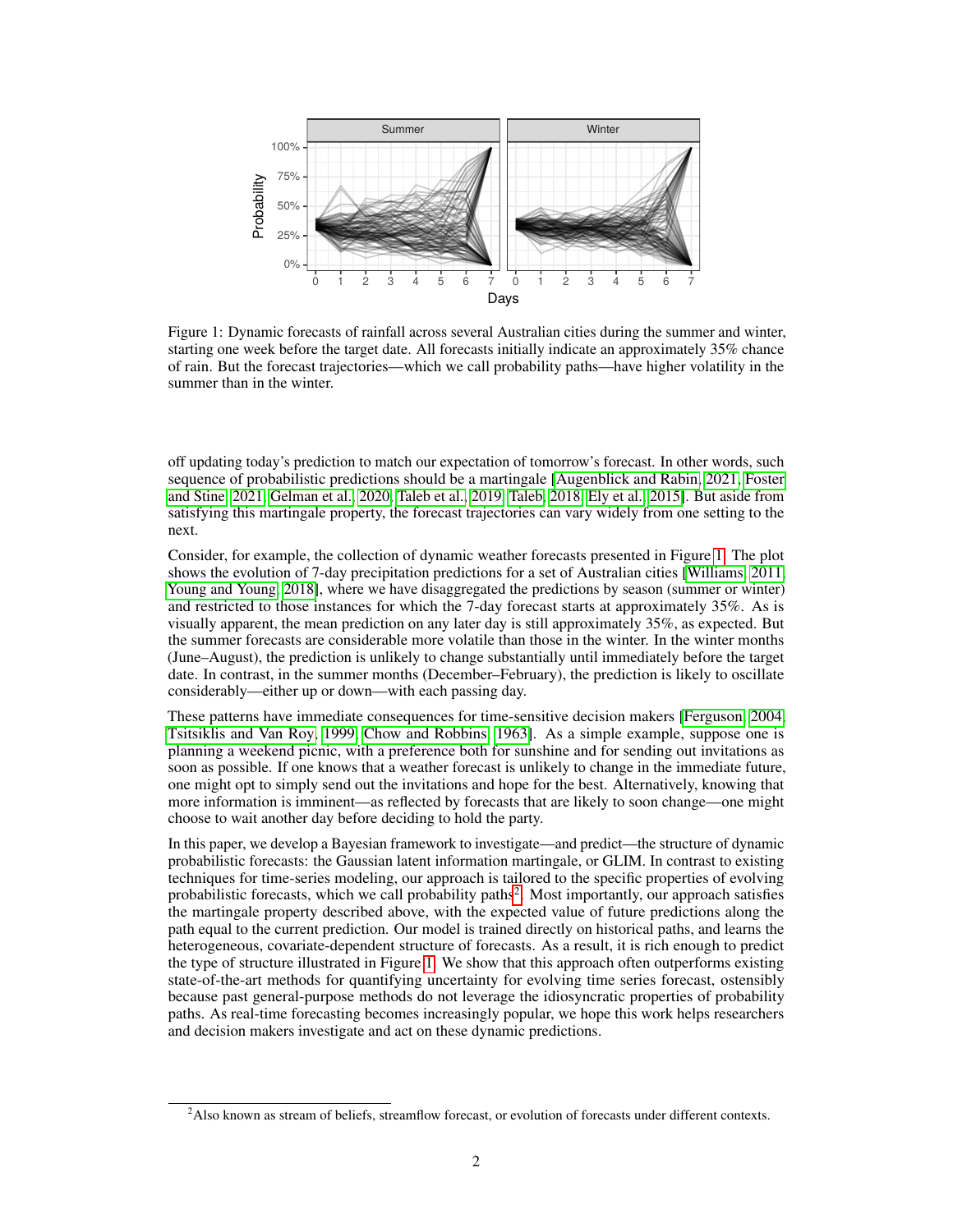Figure 1: Dynamic forecasts of rainfall across several Australian cities during the summer and winter, starting one week before the target date. All forecasts initially indicate an approximately 35% chance of rain. But the forecast trajectories—which we call probability paths—have higher volatility in the summer than in the winter.

off updating today's prediction to match our expectation of tomorrow's forecast. In other words, such sequence of probabilistic predictions should be a martingale [Augenblick and Rabin, 2021, Foster and Stine, 2021, Gelman et al., 2020, Taleb et al., 2019, Taleb, 2018, Ely et al., 2015]. But aside from satisfying this martingale property, the forecast trajectories can vary widely from one setting to the next.

Consider, for example, the collection of dynamic weather forecasts presented in Figure 1. The plot shows the evolution of 7-day precipitation predictions for a set of Australian cities [Williams, 2011, Young and Young, 2018], where we have disaggregated the predictions by season (summer or winter) and restricted to those instances for which the 7-day forecast starts at approximately 35%. As is visually apparent, the mean prediction on any later day is still approximately 35%, as expected. But the summer forecasts are considerable more volatile than those in the winter. In the winter months (June–August), the prediction is unlikely to change substantially until immediately before the target date. In contrast, in the summer months (December–February), the prediction is likely to oscillate considerably—either up or down—with each passing day.

These patterns have immediate consequences for time-sensitive decision makers [Ferguson, 2004, Tsitsiklis and Van Roy, 1999, Chow and Robbins, 1963]. As a simple example, suppose one is planning a weekend picnic, with a preference both for sunshine and for sending out invitations as soon as possible. If one knows that a weather forecast is unlikely to change in the immediate future, one might opt to simply send out the invitations and hope for the best. Alternatively, knowing that more information is imminent—as reflected by forecasts that are likely to soon change—one might choose to wait another day before deciding to hold the party.

In this paper, we develop a Bayesian framework to investigate—and predict—the structure of dynamic probabilistic forecasts: the Gaussian latent information martingale, or GLIM. In contrast to existing techniques for time-series modeling, our approach is tailored to the specific properties of evolving probabilistic forecasts, which we call probability paths[2]. Most importantly, our approach satisfies the martingale property described above, with the expected value of future predictions along the path equal to the current prediction. Our model is trained directly on historical paths, and learns the heterogeneous, covariate-dependent structure of forecasts. As a result, it is rich enough to predict the type of structure illustrated in Figure 1. We show that this approach often outperforms existing state-of-the-art methods for quantifying uncertainty for evolving time series forecast, ostensibly because past general-purpose methods do not leverage the idiosyncratic properties of probability paths. As real-time forecasting becomes increasingly popular, we hope this work helps researchers and decision makers investigate and act on these dynamic predictions.

[2] Also known as stream of beliefs, streamflow forecast, or evolution of forecasts under different contexts.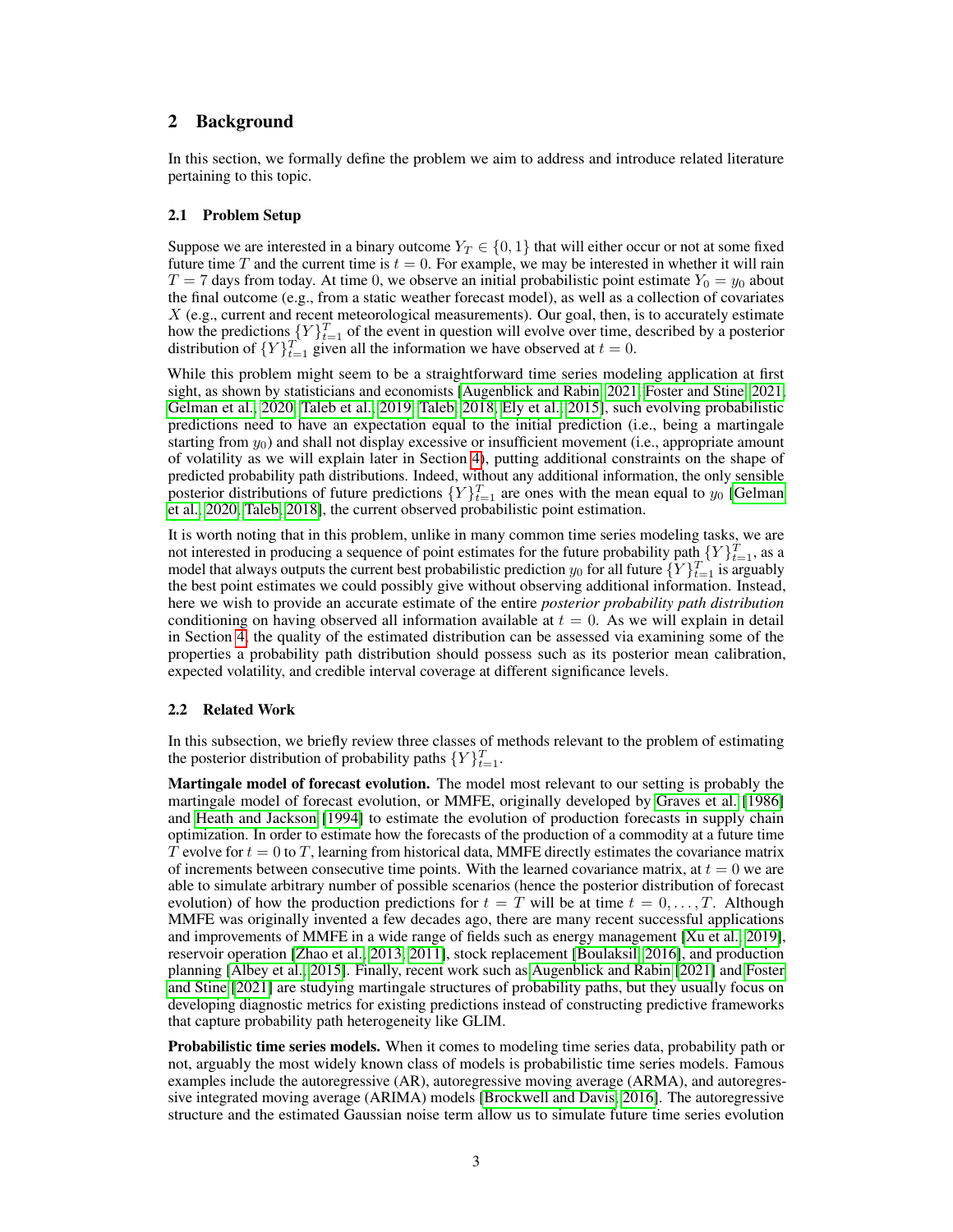## 2 Background

In this section, we formally define the problem we aim to address and introduce related literature pertaining to this topic.

### 2.1 Problem Setup

Suppose we are interested in a binary outcome $Y_T \in \{0, 1\}$ that will either occur or not at some fixed future time $T$ and the current time is $t = 0$. For example, we may be interested in whether it will rain $T = 7$ days from today. At time 0, we observe an initial probabilistic point estimate $Y_0 = y_0$ about the final outcome (e.g., from a static weather forecast model), as well as a collection of covariates $X$ (e.g., current and recent meteorological measurements). Our goal, then, is to accurately estimate how the predictions $\{Y\}_{t=1}^{T}$ of the event in question will evolve over time, described by a posterior distribution of $\{Y\}_{t=1}^{T}$ given all the information we have observed at $t = 0$.

While this problem might seem to be a straightforward time series modeling application at first sight, as shown by statisticians and economists [Augenblick and Rabin, 2021, Foster and Stine, 2021, Gelman et al., 2020, Taleb et al., 2019, Taleb, 2018, Ely et al., 2015], such evolving probabilistic predictions need to have an expectation equal to the initial prediction (i.e., being a martingale starting from $y_0$) and shall not display excessive or insufficient movement (i.e., appropriate amount of volatility as we will explain later in Section 4), putting additional constraints on the shape of predicted probability path distributions. Indeed, without any additional information, the only sensible posterior distributions of future predictions $\{Y\}_{t=1}^{T}$ are ones with the mean equal to $y_0$ [Gelman et al., 2020, Taleb, 2018], the current observed probabilistic point estimation.

It is worth noting that in this problem, unlike in many common time series modeling tasks, we are not interested in producing a sequence of point estimates for the future probability path $\{Y\}_{t=1}^{T}$, as a model that always outputs the current best probabilistic prediction $y_0$ for all future $\{Y\}_{t=1}^{T}$ is arguably the best point estimates we could possibly give without observing additional information. Instead, here we wish to provide an accurate estimate of the entire *posterior probability path distribution* conditioning on having observed all information available at $t = 0$. As we will explain in detail in Section 4, the quality of the estimated distribution can be assessed via examining some of the properties a probability path distribution should possess such as its posterior mean calibration, expected volatility, and credible interval coverage at different significance levels.

### 2.2 Related Work

In this subsection, we briefly review three classes of methods relevant to the problem of estimating the posterior distribution of probability paths $\{Y\}_{t=1}^{T}$.

**Martingale model of forecast evolution.** The model most relevant to our setting is probably the martingale model of forecast evolution, or MMFE, originally developed by Graves et al. [1986] and Heath and Jackson [1994] to estimate the evolution of production forecasts in supply chain optimization. In order to estimate how the forecasts of the production of a commodity at a future time $T$ evolve for $t = 0$ to $T$, learning from historical data, MMFE directly estimates the covariance matrix of increments between consecutive time points. With the learned covariance matrix, at $t = 0$ we are able to simulate arbitrary number of possible scenarios (hence the posterior distribution of forecast evolution) of how the production predictions for $t = T$ will be at time $t = 0, \ldots, T$. Although MMFE was originally invented a few decades ago, there are many recent successful applications and improvements of MMFE in a wide range of fields such as energy management [Xu et al., 2019], reservoir operation [Zhao et al., 2013, 2011], stock replacement [Boulaksil, 2016], and production planning [Albey et al., 2015]. Finally, recent work such as Augenblick and Rabin [2021] and Foster and Stine [2021] are studying martingale structures of probability paths, but they usually focus on developing diagnostic metrics for existing predictions instead of constructing predictive frameworks that capture probability path heterogeneity like GLIM.

**Probabilistic time series models.** When it comes to modeling time series data, probability path or not, arguably the most widely known class of models is probabilistic time series models. Famous examples include the autoregressive (AR), autoregressive moving average (ARMA), and autoregressive integrated moving average (ARIMA) models [Brockwell and Davis, 2016]. The autoregressive structure and the estimated Gaussian noise term allow us to simulate future time series evolution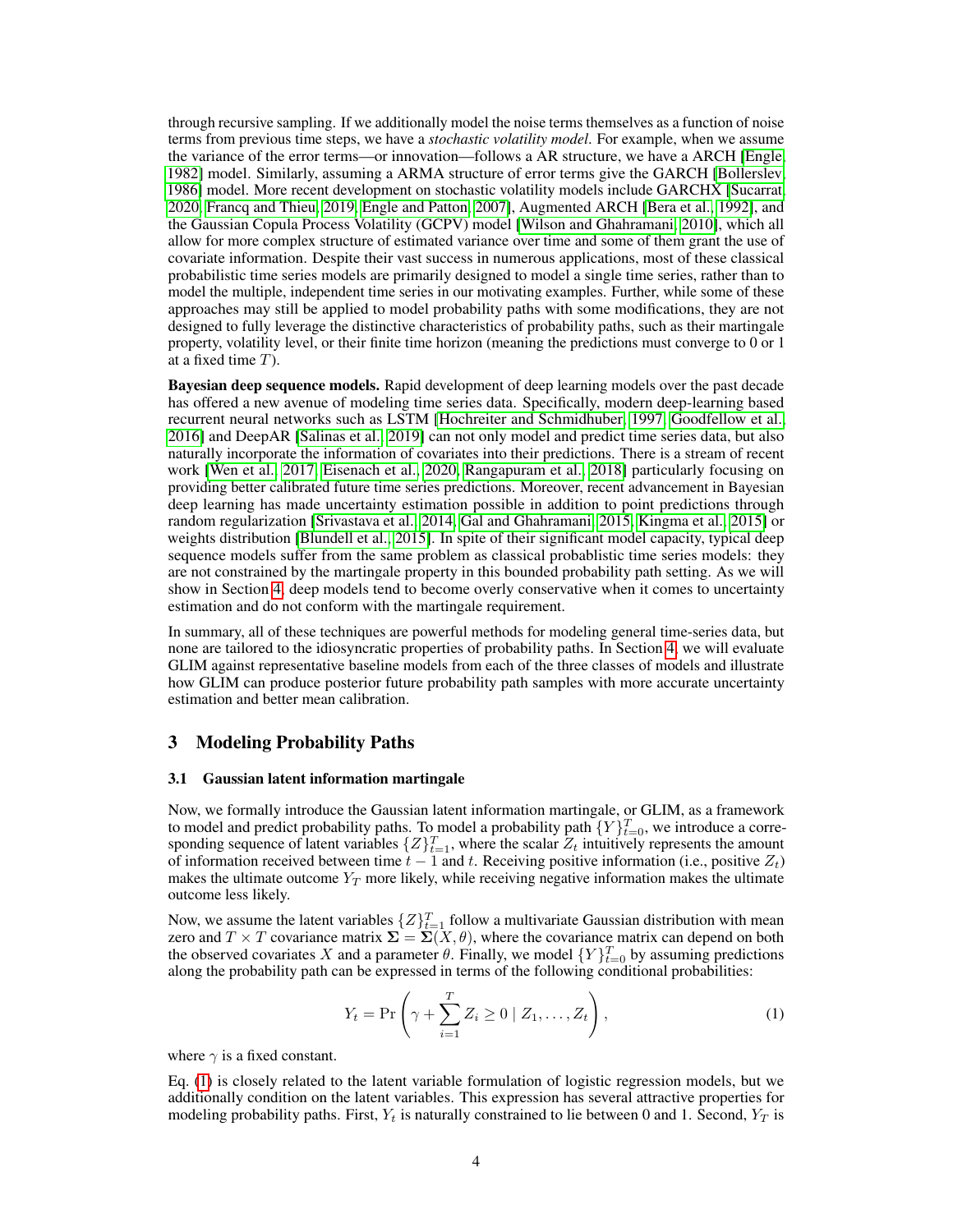through recursive sampling. If we additionally model the noise terms themselves as a function of noise terms from previous time steps, we have a *stochastic volatility model*. For example, when we assume the variance of the error terms—or innovation—follows a AR structure, we have a ARCH [Engle, 1982] model. Similarly, assuming a ARMA structure of error terms give the GARCH [Bollerslev, 1986] model. More recent development on stochastic volatility models include GARCHX [Sucarrat, 2020, Francq and Thieu, 2019, Engle and Patton, 2007], Augmented ARCH [Bera et al., 1992], and the Gaussian Copula Process Volatility (GCPV) model [Wilson and Ghahramani, 2010], which all allow for more complex structure of estimated variance over time and some of them grant the use of covariate information. Despite their vast success in numerous applications, most of these classical probabilistic time series models are primarily designed to model a single time series, rather than to model the multiple, independent time series in our motivating examples. Further, while some of these approaches may still be applied to model probability paths with some modifications, they are not designed to fully leverage the distinctive characteristics of probability paths, such as their martingale property, volatility level, or their finite time horizon (meaning the predictions must converge to 0 or 1 at a fixed time $T$).

**Bayesian deep sequence models.** Rapid development of deep learning models over the past decade has offered a new avenue of modeling time series data. Specifically, modern deep-learning based recurrent neural networks such as LSTM [Hochreiter and Schmidhuber, 1997, Goodfellow et al., 2016] and DeepAR [Salinas et al., 2019] can not only model and predict time series data, but also naturally incorporate the information of covariates into their predictions. There is a stream of recent work [Wen et al., 2017, Eisenach et al., 2020, Rangapuram et al., 2018] particularly focusing on providing better calibrated future time series predictions. Moreover, recent advancement in Bayesian deep learning has made uncertainty estimation possible in addition to point predictions through random regularization [Srivastava et al., 2014, Gal and Ghahramani, 2015, Kingma et al., 2015] or weights distribution [Blundell et al., 2015]. In spite of their significant model capacity, typical deep sequence models suffer from the same problem as classical probablistic time series models: they are not constrained by the martingale property in this bounded probability path setting. As we will show in Section 4, deep models tend to become overly conservative when it comes to uncertainty estimation and do not conform with the martingale requirement.

In summary, all of these techniques are powerful methods for modeling general time-series data, but none are tailored to the idiosyncratic properties of probability paths. In Section 4, we will evaluate GLIM against representative baseline models from each of the three classes of models and illustrate how GLIM can produce posterior future probability path samples with more accurate uncertainty estimation and better mean calibration.

## 3 Modeling Probability Paths

### 3.1 Gaussian latent information martingale

Now, we formally introduce the Gaussian latent information martingale, or GLIM, as a framework to model and predict probability paths. To model a probability path $\{Y\}_{t=0}^{T}$, we introduce a corresponding sequence of latent variables $\{Z\}_{t=1}^{T}$, where the scalar $Z_t$ intuitively represents the amount of information received between time $t-1$ and $t$. Receiving positive information (i.e., positive $Z_t$) makes the ultimate outcome $Y_T$ more likely, while receiving negative information makes the ultimate outcome less likely.

Now, we assume the latent variables $\{Z\}_{t=1}^{T}$ follow a multivariate Gaussian distribution with mean zero and $T \times T$ covariance matrix $\mathbf{\Sigma} = \mathbf{\Sigma}(X, \theta)$, where the covariance matrix can depend on both the observed covariates $X$ and a parameter $\theta$. Finally, we model $\{Y\}_{t=0}^{T}$ by assuming predictions along the probability path can be expressed in terms of the following conditional probabilities:

$$Y_t = \Pr\left(\gamma + \sum_{i=1}^{T} Z_i \geq 0 \mid Z_1, \ldots, Z_t\right), \tag{1}$$

where $\gamma$ is a fixed constant.

Eq. (1) is closely related to the latent variable formulation of logistic regression models, but we additionally condition on the latent variables. This expression has several attractive properties for modeling probability paths. First, $Y_t$ is naturally constrained to lie between 0 and 1. Second, $Y_T$ is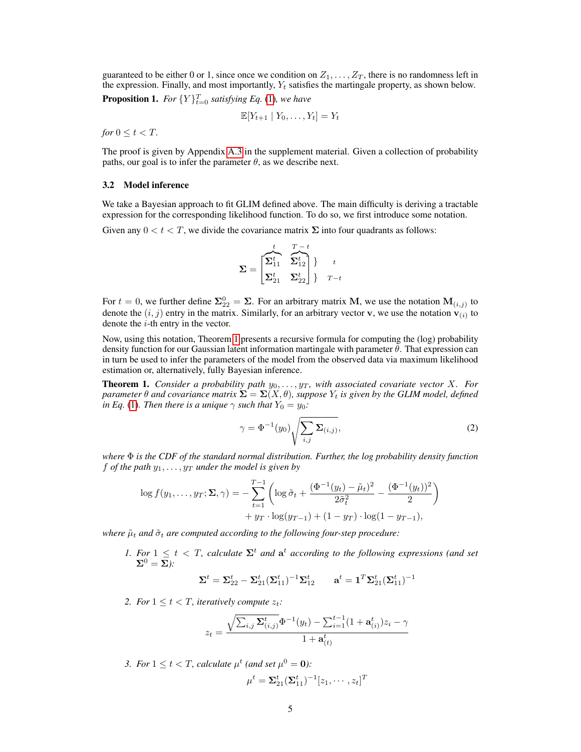guaranteed to be either 0 or 1, since once we condition on $Z_1, \ldots, Z_T$, there is no randomness left in the expression. Finally, and most importantly, $Y_t$ satisfies the martingale property, as shown below.

**Proposition 1.** *For $\{Y\}_{t=0}^T$ satisfying Eq. (1), we have*

$$\mathbb{E}[Y_{t+1} \mid Y_0, \ldots, Y_t] = Y_t$$

*for $0 \leq t < T$.*

The proof is given by Appendix A.3 in the supplement material. Given a collection of probability paths, our goal is to infer the parameter $\theta$, as we describe next.

### 3.2 Model inference

We take a Bayesian approach to fit GLIM defined above. The main difficulty is deriving a tractable expression for the corresponding likelihood function. To do so, we first introduce some notation.

Given any $0 < t < T$, we divide the covariance matrix $\mathbf{\Sigma}$ into four quadrants as follows:

$$\mathbf{\Sigma} = \begin{bmatrix} \overbrace{\mathbf{\Sigma}_{11}^t}^{t} & \overbrace{\mathbf{\Sigma}_{12}^t}^{T-t} \\ \mathbf{\Sigma}_{21}^t & \mathbf{\Sigma}_{22}^t \end{bmatrix} \begin{matrix} \} \quad t \\ \} \quad T-t \end{matrix}$$

For $t = 0$, we further define $\mathbf{\Sigma}_{22}^0 = \mathbf{\Sigma}$. For an arbitrary matrix $\mathbf{M}$, we use the notation $\mathbf{M}_{(i,j)}$ to denote the $(i, j)$ entry in the matrix. Similarly, for an arbitrary vector $\mathbf{v}$, we use the notation $\mathbf{v}_{(i)}$ to denote the $i$-th entry in the vector.

Now, using this notation, Theorem 1 presents a recursive formula for computing the (log) probability density function for our Gaussian latent information martingale with parameter $\theta$. That expression can in turn be used to infer the parameters of the model from the observed data via maximum likelihood estimation or, alternatively, fully Bayesian inference.

**Theorem 1.** *Consider a probability path $y_0, \ldots, y_T$, with associated covariate vector $X$. For parameter $\theta$ and covariance matrix $\mathbf{\Sigma} = \mathbf{\Sigma}(X, \theta)$, suppose $Y_t$ is given by the GLIM model, defined in Eq. (1). Then there is a unique $\gamma$ such that $Y_0 = y_0$:*

$$\gamma = \Phi^{-1}(y_0)\sqrt{\sum_{i,j} \mathbf{\Sigma}_{(i,j)}}, \tag{2}$$

*where $\Phi$ is the CDF of the standard normal distribution. Further, the log probability density function $f$ of the path $y_1, \ldots, y_T$ under the model is given by*

$$\log f(y_1, \ldots, y_T; \mathbf{\Sigma}, \gamma) = -\sum_{t=1}^{T-1} \left( \log \tilde{\sigma}_t + \frac{(\Phi^{-1}(y_t) - \tilde{\mu}_t)^2}{2\tilde{\sigma}_t^2} - \frac{(\Phi^{-1}(y_t))^2}{2} \right) + y_T \cdot \log(y_{T-1}) + (1 - y_T) \cdot \log(1 - y_{T-1}),$$

*where $\tilde{\mu}_t$ and $\tilde{\sigma}_t$ are computed according to the following four-step procedure:*

1. *For $1 \leq t < T$, calculate $\mathbf{\Sigma}^t$ and $\mathbf{a}^t$ according to the following expressions (and set $\mathbf{\Sigma}^0 = \mathbf{\Sigma}$):*

$$\mathbf{\Sigma}^t = \mathbf{\Sigma}_{22}^t - \mathbf{\Sigma}_{21}^t(\mathbf{\Sigma}_{11}^t)^{-1}\mathbf{\Sigma}_{12}^t \qquad \mathbf{a}^t = \mathbf{1}^T\mathbf{\Sigma}_{21}^t(\mathbf{\Sigma}_{11}^t)^{-1}$$

2. *For $1 \leq t < T$, iteratively compute $z_t$:*

$$z_t = \frac{\sqrt{\sum_{i,j} \mathbf{\Sigma}_{(i,j)}^t}\Phi^{-1}(y_t) - \sum_{i=1}^{t-1}(1 + \mathbf{a}_{(i)}^t)z_i - \gamma}{1 + \mathbf{a}_{(t)}^t}$$

3. *For $1 \leq t < T$, calculate $\mu^t$ (and set $\mu^0 = \mathbf{0}$):*

$$\mu^t = \mathbf{\Sigma}_{21}^t(\mathbf{\Sigma}_{11}^t)^{-1}[z_1, \cdots, z_t]^T$$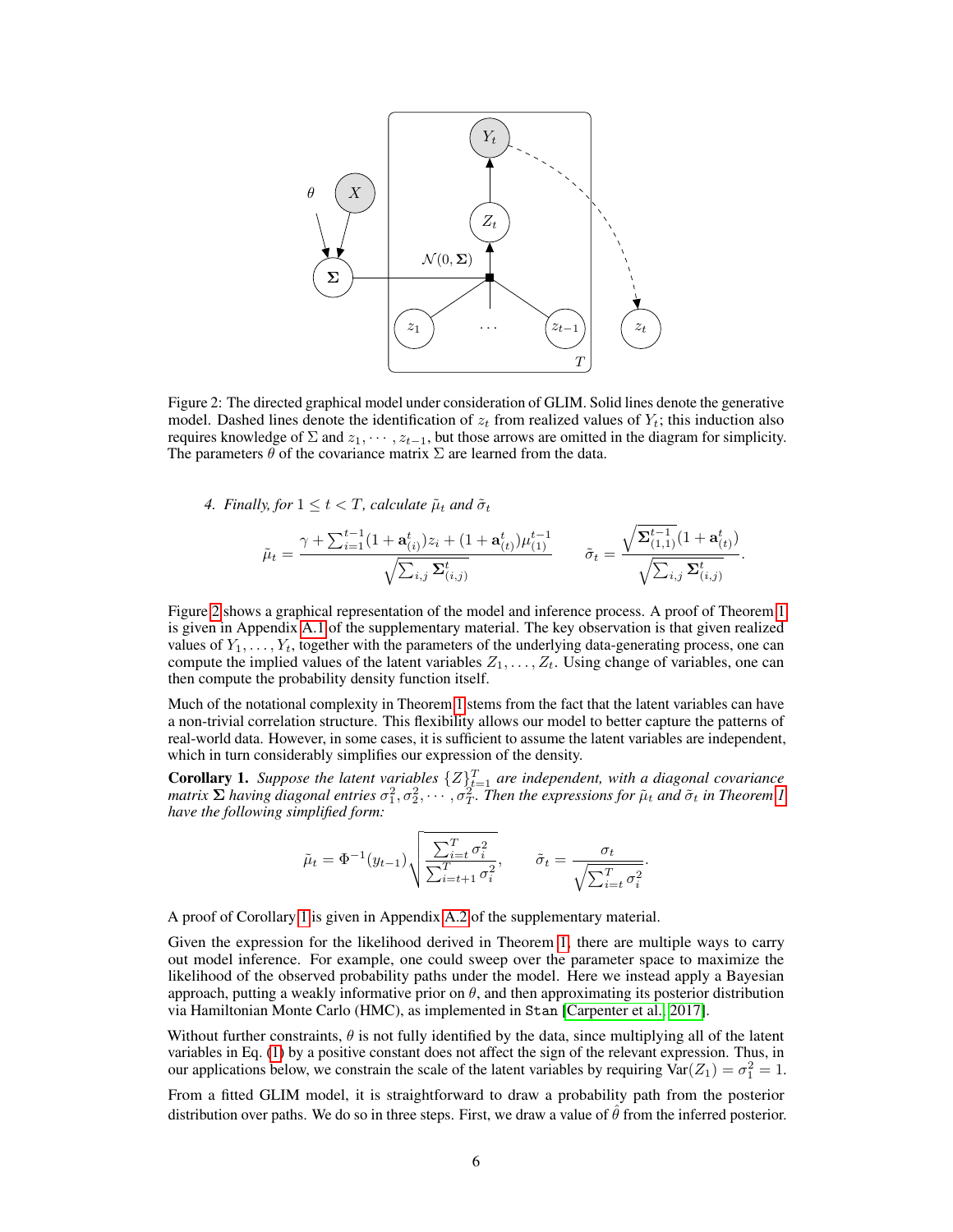Figure 2: The directed graphical model under consideration of GLIM. Solid lines denote the generative model. Dashed lines denote the identification of $z_t$ from realized values of $Y_t$; this induction also requires knowledge of $\Sigma$ and $z_1, \cdots, z_{t-1}$, but those arrows are omitted in the diagram for simplicity. The parameters $\theta$ of the covariance matrix $\Sigma$ are learned from the data.

4. *Finally, for $1 \leq t < T$, calculate $\tilde{\mu}_t$ and $\tilde{\sigma}_t$*

$$\tilde{\mu}_t = \frac{\gamma + \sum_{i=1}^{t-1}(1 + \mathbf{a}^t_{(i)})z_i + (1 + \mathbf{a}^t_{(t)})\mu^{t-1}_{(1)}}{\sqrt{\sum_{i,j} \mathbf{\Sigma}^t_{(i,j)}}} \qquad \tilde{\sigma}_t = \frac{\sqrt{\mathbf{\Sigma}^{t-1}_{(1,1)}}(1 + \mathbf{a}^t_{(t)})}{\sqrt{\sum_{i,j} \mathbf{\Sigma}^t_{(i,j)}}}.$$

Figure 2 shows a graphical representation of the model and inference process. A proof of Theorem 1 is given in Appendix A.1 of the supplementary material. The key observation is that given realized values of $Y_1, \ldots, Y_t$, together with the parameters of the underlying data-generating process, one can compute the implied values of the latent variables $Z_1, \ldots, Z_t$. Using change of variables, one can then compute the probability density function itself.

Much of the notational complexity in Theorem 1 stems from the fact that the latent variables can have a non-trivial correlation structure. This flexibility allows our model to better capture the patterns of real-world data. However, in some cases, it is sufficient to assume the latent variables are independent, which in turn considerably simplifies our expression of the density.

**Corollary 1.** *Suppose the latent variables $\{Z\}_{t=1}^T$ are independent, with a diagonal covariance matrix $\mathbf{\Sigma}$ having diagonal entries $\sigma_1^2, \sigma_2^2, \cdots, \sigma_T^2$. Then the expressions for $\tilde{\mu}_t$ and $\tilde{\sigma}_t$ in Theorem 1 have the following simplified form:*

$$\tilde{\mu}_t = \Phi^{-1}(y_{t-1})\sqrt{\frac{\sum_{i=t}^T \sigma_i^2}{\sum_{i=t+1}^T \sigma_i^2}}, \qquad \tilde{\sigma}_t = \frac{\sigma_t}{\sqrt{\sum_{i=t}^T \sigma_i^2}}.$$

A proof of Corollary 1 is given in Appendix A.2 of the supplementary material.

Given the expression for the likelihood derived in Theorem 1, there are multiple ways to carry out model inference. For example, one could sweep over the parameter space to maximize the likelihood of the observed probability paths under the model. Here we instead apply a Bayesian approach, putting a weakly informative prior on $\theta$, and then approximating its posterior distribution via Hamiltonian Monte Carlo (HMC), as implemented in `Stan` [Carpenter et al., 2017].

Without further constraints, $\theta$ is not fully identified by the data, since multiplying all of the latent variables in Eq. (1) by a positive constant does not affect the sign of the relevant expression. Thus, in our applications below, we constrain the scale of the latent variables by requiring $\text{Var}(Z_1) = \sigma_1^2 = 1$.

From a fitted GLIM model, it is straightforward to draw a probability path from the posterior distribution over paths. We do so in three steps. First, we draw a value of $\hat{\theta}$ from the inferred posterior.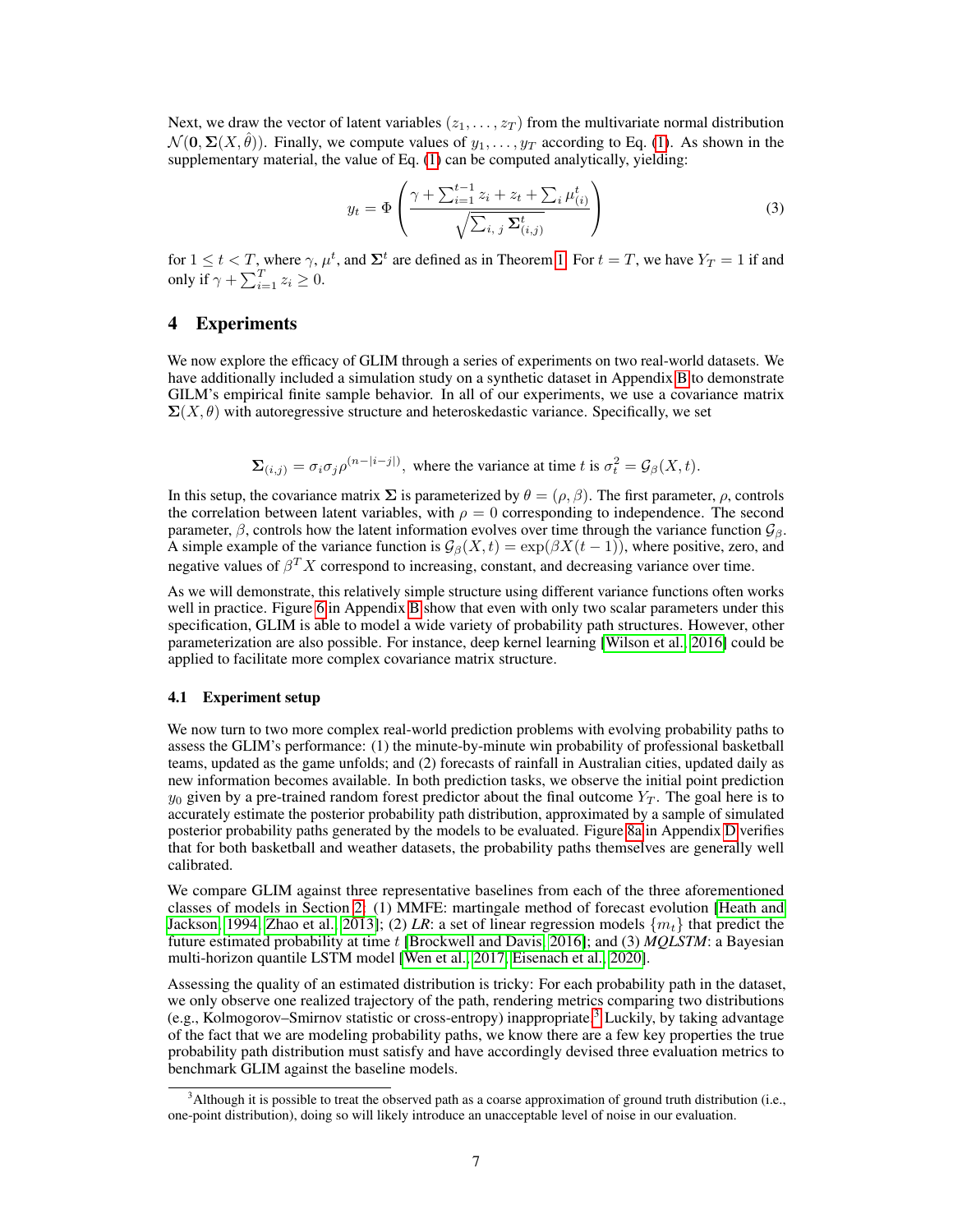Next, we draw the vector of latent variables $(z_1, \ldots, z_T)$ from the multivariate normal distribution $\mathcal{N}(\mathbf{0}, \mathbf{\Sigma}(X, \hat{\theta}))$. Finally, we compute values of $y_1, \ldots, y_T$ according to Eq. (1). As shown in the supplementary material, the value of Eq. (1) can be computed analytically, yielding:

$$y_t = \Phi\left(\frac{\gamma + \sum_{i=1}^{t-1} z_i + z_t + \sum_i \mu^t_{(i)}}{\sqrt{\sum_{i,\,j} \mathbf{\Sigma}^t_{(i,j)}}}\right) \tag{3}$$

for $1 \leq t < T$, where $\gamma$, $\mu^t$, and $\mathbf{\Sigma}^t$ are defined as in Theorem 1. For $t = T$, we have $Y_T = 1$ if and only if $\gamma + \sum_{i=1}^{T} z_i \geq 0$.

## 4 Experiments

We now explore the efficacy of GLIM through a series of experiments on two real-world datasets. We have additionally included a simulation study on a synthetic dataset in Appendix B to demonstrate GILM's empirical finite sample behavior. In all of our experiments, we use a covariance matrix $\mathbf{\Sigma}(X, \theta)$ with autoregressive structure and heteroskedastic variance. Specifically, we set

$$\mathbf{\Sigma}_{(i,j)} = \sigma_i \sigma_j \rho^{(n-|i-j|)}, \text{ where the variance at time } t \text{ is } \sigma_t^2 = \mathcal{G}_\beta(X, t).$$

In this setup, the covariance matrix $\mathbf{\Sigma}$ is parameterized by $\theta = (\rho, \beta)$. The first parameter, $\rho$, controls the correlation between latent variables, with $\rho = 0$ corresponding to independence. The second parameter, $\beta$, controls how the latent information evolves over time through the variance function $\mathcal{G}_\beta$. A simple example of the variance function is $\mathcal{G}_\beta(X, t) = \exp(\beta X(t-1))$, where positive, zero, and negative values of $\beta^T X$ correspond to increasing, constant, and decreasing variance over time.

As we will demonstrate, this relatively simple structure using different variance functions often works well in practice. Figure 6 in Appendix B show that even with only two scalar parameters under this specification, GLIM is able to model a wide variety of probability path structures. However, other parameterization are also possible. For instance, deep kernel learning [Wilson et al., 2016] could be applied to facilitate more complex covariance matrix structure.

### 4.1 Experiment setup

We now turn to two more complex real-world prediction problems with evolving probability paths to assess the GLIM's performance: (1) the minute-by-minute win probability of professional basketball teams, updated as the game unfolds; and (2) forecasts of rainfall in Australian cities, updated daily as new information becomes available. In both prediction tasks, we observe the initial point prediction $y_0$ given by a pre-trained random forest predictor about the final outcome $Y_T$. The goal here is to accurately estimate the posterior probability path distribution, approximated by a sample of simulated posterior probability paths generated by the models to be evaluated. Figure 8a in Appendix D verifies that for both basketball and weather datasets, the probability paths themselves are generally well calibrated.

We compare GLIM against three representative baselines from each of the three aforementioned classes of models in Section 2: (1) MMFE: martingale method of forecast evolution [Heath and Jackson, 1994, Zhao et al., 2013]; (2) *LR*: a set of linear regression models $\{m_t\}$ that predict the future estimated probability at time $t$ [Brockwell and Davis, 2016]; and (3) *MQLSTM*: a Bayesian multi-horizon quantile LSTM model [Wen et al., 2017, Eisenach et al., 2020].

Assessing the quality of an estimated distribution is tricky: For each probability path in the dataset, we only observe one realized trajectory of the path, rendering metrics comparing two distributions (e.g., Kolmogorov–Smirnov statistic or cross-entropy) inappropriate.[3] Luckily, by taking advantage of the fact that we are modeling probability paths, we know there are a few key properties the true probability path distribution must satisfy and have accordingly devised three evaluation metrics to benchmark GLIM against the baseline models.

[3] Although it is possible to treat the observed path as a coarse approximation of ground truth distribution (i.e., one-point distribution), doing so will likely introduce an unacceptable level of noise in our evaluation.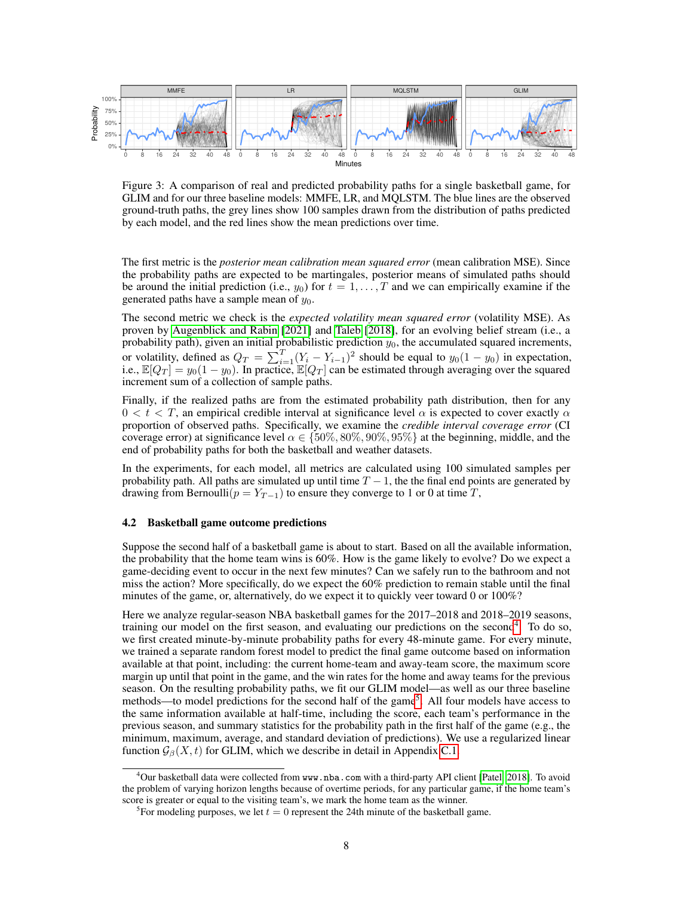Figure 3: A comparison of real and predicted probability paths for a single basketball game, for GLIM and for our three baseline models: MMFE, LR, and MQLSTM. The blue lines are the observed ground-truth paths, the grey lines show 100 samples drawn from the distribution of paths predicted by each model, and the red lines show the mean predictions over time.

The first metric is the *posterior mean calibration mean squared error* (mean calibration MSE). Since the probability paths are expected to be martingales, posterior means of simulated paths should be around the initial prediction (i.e., $y_0$) for $t = 1, \ldots, T$ and we can empirically examine if the generated paths have a sample mean of $y_0$.

The second metric we check is the *expected volatility mean squared error* (volatility MSE). As proven by Augenblick and Rabin [2021] and Taleb [2018], for an evolving belief stream (i.e., a probability path), given an initial probabilistic prediction $y_0$, the accumulated squared increments, or volatility, defined as $Q_T = \sum_{i=1}^{T}(Y_i - Y_{i-1})^2$ should be equal to $y_0(1 - y_0)$ in expectation, i.e., $\mathbb{E}[Q_T] = y_0(1 - y_0)$. In practice, $\mathbb{E}[Q_T]$ can be estimated through averaging over the squared increment sum of a collection of sample paths.

Finally, if the realized paths are from the estimated probability path distribution, then for any $0 < t < T$, an empirical credible interval at significance level $\alpha$ is expected to cover exactly $\alpha$ proportion of observed paths. Specifically, we examine the *credible interval coverage error* (CI coverage error) at significance level $\alpha \in \{50\%, 80\%, 90\%, 95\%\}$ at the beginning, middle, and the end of probability paths for both the basketball and weather datasets.

In the experiments, for each model, all metrics are calculated using 100 simulated samples per probability path. All paths are simulated up until time $T - 1$, the the final end points are generated by drawing from Bernoulli($p = Y_{T-1}$) to ensure they converge to 1 or 0 at time $T$,

### 4.2 Basketball game outcome predictions

Suppose the second half of a basketball game is about to start. Based on all the available information, the probability that the home team wins is 60%. How is the game likely to evolve? Do we expect a game-deciding event to occur in the next few minutes? Can we safely run to the bathroom and not miss the action? More specifically, do we expect the 60% prediction to remain stable until the final minutes of the game, or, alternatively, do we expect it to quickly veer toward 0 or 100%?

Here we analyze regular-season NBA basketball games for the 2017–2018 and 2018–2019 seasons, training our model on the first season, and evaluating our predictions on the second[4]. To do so, we first created minute-by-minute probability paths for every 48-minute game. For every minute, we trained a separate random forest model to predict the final game outcome based on information available at that point, including: the current home-team and away-team score, the maximum score margin up until that point in the game, and the win rates for the home and away teams for the previous season. On the resulting probability paths, we fit our GLIM model—as well as our three baseline methods—to model predictions for the second half of the game[5]. All four models have access to the same information available at half-time, including the score, each team's performance in the previous season, and summary statistics for the probability path in the first half of the game (e.g., the minimum, maximum, average, and standard deviation of predictions). We use a regularized linear function $\mathcal{G}_\beta(X, t)$ for GLIM, which we describe in detail in Appendix C.1.

[4] Our basketball data were collected from `www.nba.com` with a third-party API client [Patel, 2018]. To avoid the problem of varying horizon lengths because of overtime periods, for any particular game, if the home team's score is greater or equal to the visiting team's, we mark the home team as the winner.

[5] For modeling purposes, we let $t = 0$ represent the 24th minute of the basketball game.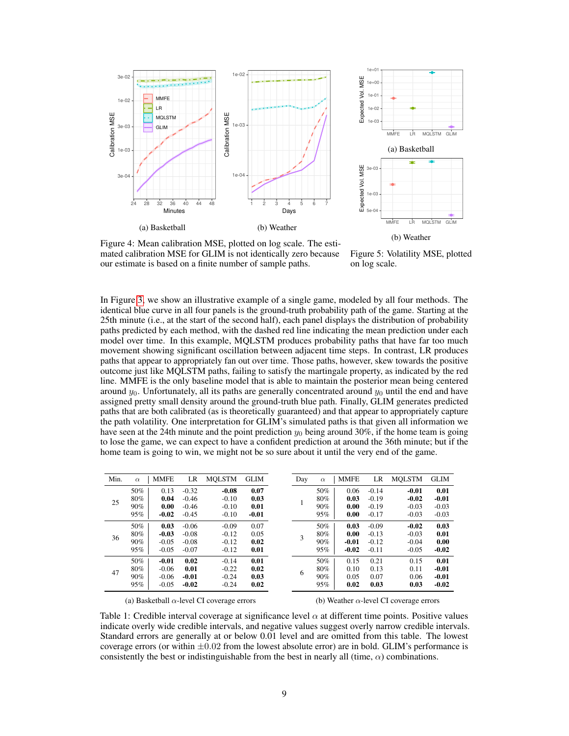(a) Basketball

(b) Weather

Figure 4: Mean calibration MSE, plotted on log scale. The estimated calibration MSE for GLIM is not identically zero because our estimate is based on a finite number of sample paths.

(a) Basketball

(b) Weather

Figure 5: Volatility MSE, plotted on log scale.

In Figure 3, we show an illustrative example of a single game, modeled by all four methods. The identical blue curve in all four panels is the ground-truth probability path of the game. Starting at the 25th minute (i.e., at the start of the second half), each panel displays the distribution of probability paths predicted by each method, with the dashed red line indicating the mean prediction under each model over time. In this example, MQLSTM produces probability paths that have far too much movement showing significant oscillation between adjacent time steps. In contrast, LR produces paths that appear to appropriately fan out over time. Those paths, however, skew towards the positive outcome just like MQLSTM paths, failing to satisfy the martingale property, as indicated by the red line. MMFE is the only baseline model that is able to maintain the posterior mean being centered around $y_0$. Unfortunately, all its paths are generally concentrated around $y_0$ until the end and have assigned pretty small density around the ground-truth blue path. Finally, GLIM generates predicted paths that are both calibrated (as is theoretically guaranteed) and that appear to appropriately capture the path volatility. One interpretation for GLIM's simulated paths is that given all information we have seen at the 24th minute and the point prediction $y_0$ being around 30%, if the home team is going to lose the game, we can expect to have a confident prediction at around the 36th minute; but if the home team is going to win, we might not be so sure about it until the very end of the game.

| Min. | $\alpha$ | MMFE | LR | MQLSTM | GLIM |
|---|---|---|---|---|---|
| 25 | 50% | 0.13 | -0.32 | **-0.08** | **0.07** |
| | 80% | **0.04** | -0.46 | -0.10 | **0.03** |
| | 90% | **0.00** | -0.46 | -0.10 | **0.01** |
| | 95% | **-0.02** | -0.45 | -0.10 | **-0.01** |
| 36 | 50% | **0.03** | -0.06 | -0.09 | 0.07 |
| | 80% | **-0.03** | -0.08 | -0.12 | 0.05 |
| | 90% | -0.05 | -0.08 | -0.12 | **0.02** |
| | 95% | -0.05 | -0.07 | -0.12 | **0.01** |
| 47 | 50% | **-0.01** | **0.02** | -0.14 | **0.01** |
| | 80% | -0.06 | **0.01** | -0.22 | **0.02** |
| | 90% | -0.06 | **-0.01** | -0.24 | **0.03** |
| | 95% | -0.05 | **-0.02** | -0.24 | **0.02** |

(a) Basketball $\alpha$-level CI coverage errors

| Day | $\alpha$ | MMFE | LR | MQLSTM | GLIM |
|---|---|---|---|---|---|
| 1 | 50% | 0.06 | -0.14 | **-0.01** | **0.01** |
| | 80% | **0.03** | -0.19 | **-0.02** | **-0.01** |
| | 90% | **0.00** | -0.19 | -0.03 | -0.03 |
| | 95% | **0.00** | -0.17 | -0.03 | -0.03 |
| 3 | 50% | **0.03** | -0.09 | **-0.02** | **0.03** |
| | 80% | **0.00** | -0.13 | -0.03 | **0.01** |
| | 90% | **-0.01** | -0.12 | -0.04 | **0.00** |
| | 95% | **-0.02** | -0.11 | -0.05 | **-0.02** |
| 6 | 50% | 0.15 | 0.21 | 0.15 | **0.01** |
| | 80% | 0.10 | 0.13 | 0.11 | **-0.01** |
| | 90% | 0.05 | 0.07 | 0.06 | **-0.01** |
| | 95% | **0.02** | **0.03** | **0.03** | **-0.02** |

(b) Weather $\alpha$-level CI coverage errors

Table 1: Credible interval coverage at significance level $\alpha$ at different time points. Positive values indicate overly wide credible intervals, and negative values suggest overly narrow credible intervals. Standard errors are generally at or below 0.01 level and are omitted from this table. The lowest coverage errors (or within $\pm 0.02$ from the lowest absolute error) are in bold. GLIM's performance is consistently the best or indistinguishable from the best in nearly all (time, $\alpha$) combinations.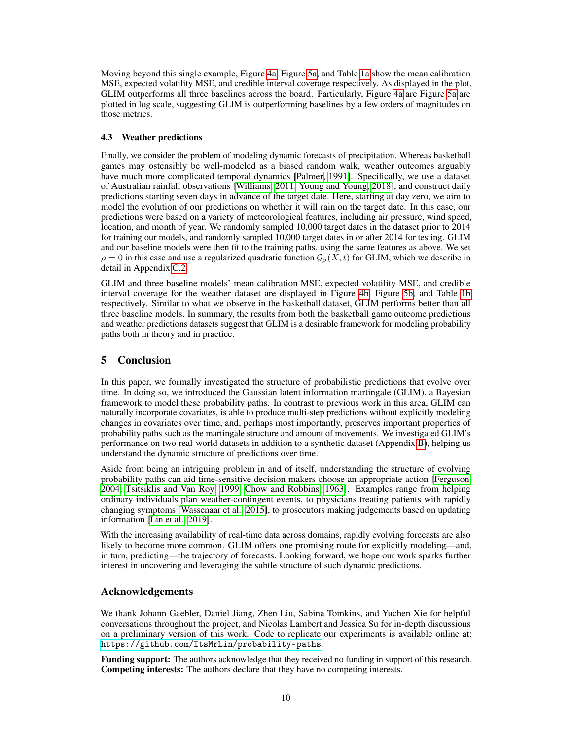Moving beyond this single example, Figure 4a, Figure 5a, and Table 1a show the mean calibration MSE, expected volatility MSE, and credible interval coverage respectively. As displayed in the plot, GLIM outperforms all three baselines across the board. Particularly, Figure 4a are Figure 5a are plotted in log scale, suggesting GLIM is outperforming baselines by a few orders of magnitudes on those metrics.

### 4.3 Weather predictions

Finally, we consider the problem of modeling dynamic forecasts of precipitation. Whereas basketball games may ostensibly be well-modeled as a biased random walk, weather outcomes arguably have much more complicated temporal dynamics [Palmer, 1991]. Specifically, we use a dataset of Australian rainfall observations [Williams, 2011, Young and Young, 2018], and construct daily predictions starting seven days in advance of the target date. Here, starting at day zero, we aim to model the evolution of our predictions on whether it will rain on the target date. In this case, our predictions were based on a variety of meteorological features, including air pressure, wind speed, location, and month of year. We randomly sampled 10,000 target dates in the dataset prior to 2014 for training our models, and randomly sampled 10,000 target dates in or after 2014 for testing. GLIM and our baseline models were then fit to the training paths, using the same features as above. We set $\rho = 0$ in this case and use a regularized quadratic function $\mathcal{G}_\beta(X, t)$ for GLIM, which we describe in detail in Appendix C.2.

GLIM and three baseline models' mean calibration MSE, expected volatility MSE, and credible interval coverage for the weather dataset are displayed in Figure 4b, Figure 5b, and Table 1b respectively. Similar to what we observe in the basketball dataset, GLIM performs better than all three baseline models. In summary, the results from both the basketball game outcome predictions and weather predictions datasets suggest that GLIM is a desirable framework for modeling probability paths both in theory and in practice.

## 5 Conclusion

In this paper, we formally investigated the structure of probabilistic predictions that evolve over time. In doing so, we introduced the Gaussian latent information martingale (GLIM), a Bayesian framework to model these probability paths. In contrast to previous work in this area, GLIM can naturally incorporate covariates, is able to produce multi-step predictions without explicitly modeling changes in covariates over time, and, perhaps most importantly, preserves important properties of probability paths such as the martingale structure and amount of movements. We investigated GLIM's performance on two real-world datasets in addition to a synthetic dataset (Appendix B), helping us understand the dynamic structure of predictions over time.

Aside from being an intriguing problem in and of itself, understanding the structure of evolving probability paths can aid time-sensitive decision makers choose an appropriate action [Ferguson, 2004, Tsitsiklis and Van Roy, 1999, Chow and Robbins, 1963]. Examples range from helping ordinary individuals plan weather-contingent events, to physicians treating patients with rapidly changing symptoms [Wassenaar et al., 2015], to prosecutors making judgements based on updating information [Lin et al., 2019].

With the increasing availability of real-time data across domains, rapidly evolving forecasts are also likely to become more common. GLIM offers one promising route for explicitly modeling—and, in turn, predicting—the trajectory of forecasts. Looking forward, we hope our work sparks further interest in uncovering and leveraging the subtle structure of such dynamic predictions.

## Acknowledgements

We thank Johann Gaebler, Daniel Jiang, Zhen Liu, Sabina Tomkins, and Yuchen Xie for helpful conversations throughout the project, and Nicolas Lambert and Jessica Su for in-depth discussions on a preliminary version of this work. Code to replicate our experiments is available online at: https://github.com/ItsMrLin/probability-paths.

**Funding support:** The authors acknowledge that they received no funding in support of this research.
**Competing interests:** The authors declare that they have no competing interests.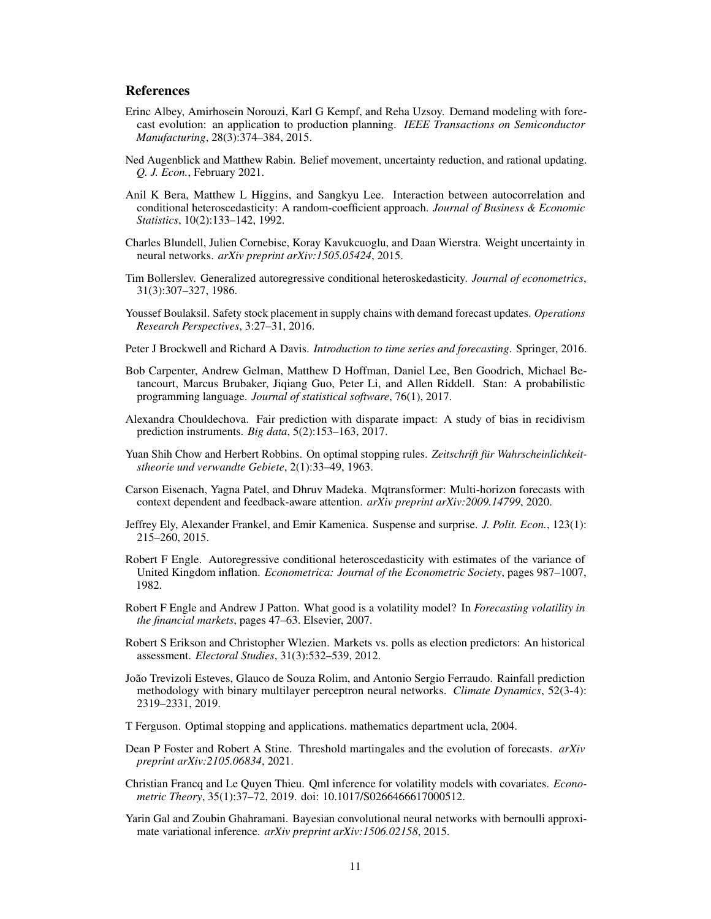## References

Erinc Albey, Amirhosein Norouzi, Karl G Kempf, and Reha Uzsoy. Demand modeling with forecast evolution: an application to production planning. *IEEE Transactions on Semiconductor Manufacturing*, 28(3):374–384, 2015.

Ned Augenblick and Matthew Rabin. Belief movement, uncertainty reduction, and rational updating. *Q. J. Econ.*, February 2021.

Anil K Bera, Matthew L Higgins, and Sangkyu Lee. Interaction between autocorrelation and conditional heteroscedasticity: A random-coefficient approach. *Journal of Business & Economic Statistics*, 10(2):133–142, 1992.

Charles Blundell, Julien Cornebise, Koray Kavukcuoglu, and Daan Wierstra. Weight uncertainty in neural networks. *arXiv preprint arXiv:1505.05424*, 2015.

Tim Bollerslev. Generalized autoregressive conditional heteroskedasticity. *Journal of econometrics*, 31(3):307–327, 1986.

Youssef Boulaksil. Safety stock placement in supply chains with demand forecast updates. *Operations Research Perspectives*, 3:27–31, 2016.

Peter J Brockwell and Richard A Davis. *Introduction to time series and forecasting*. Springer, 2016.

Bob Carpenter, Andrew Gelman, Matthew D Hoffman, Daniel Lee, Ben Goodrich, Michael Betancourt, Marcus Brubaker, Jiqiang Guo, Peter Li, and Allen Riddell. Stan: A probabilistic programming language. *Journal of statistical software*, 76(1), 2017.

Alexandra Chouldechova. Fair prediction with disparate impact: A study of bias in recidivism prediction instruments. *Big data*, 5(2):153–163, 2017.

Yuan Shih Chow and Herbert Robbins. On optimal stopping rules. *Zeitschrift für Wahrscheinlichkeitstheorie und verwandte Gebiete*, 2(1):33–49, 1963.

Carson Eisenach, Yagna Patel, and Dhruv Madeka. Mqtransformer: Multi-horizon forecasts with context dependent and feedback-aware attention. *arXiv preprint arXiv:2009.14799*, 2020.

Jeffrey Ely, Alexander Frankel, and Emir Kamenica. Suspense and surprise. *J. Polit. Econ.*, 123(1): 215–260, 2015.

Robert F Engle. Autoregressive conditional heteroscedasticity with estimates of the variance of United Kingdom inflation. *Econometrica: Journal of the Econometric Society*, pages 987–1007, 1982.

Robert F Engle and Andrew J Patton. What good is a volatility model? In *Forecasting volatility in the financial markets*, pages 47–63. Elsevier, 2007.

Robert S Erikson and Christopher Wlezien. Markets vs. polls as election predictors: An historical assessment. *Electoral Studies*, 31(3):532–539, 2012.

João Trevizoli Esteves, Glauco de Souza Rolim, and Antonio Sergio Ferraudo. Rainfall prediction methodology with binary multilayer perceptron neural networks. *Climate Dynamics*, 52(3-4): 2319–2331, 2019.

T Ferguson. Optimal stopping and applications. mathematics department ucla, 2004.

Dean P Foster and Robert A Stine. Threshold martingales and the evolution of forecasts. *arXiv preprint arXiv:2105.06834*, 2021.

Christian Francq and Le Quyen Thieu. Qml inference for volatility models with covariates. *Econometric Theory*, 35(1):37–72, 2019. doi: 10.1017/S0266466617000512.

Yarin Gal and Zoubin Ghahramani. Bayesian convolutional neural networks with bernoulli approximate variational inference. *arXiv preprint arXiv:1506.02158*, 2015.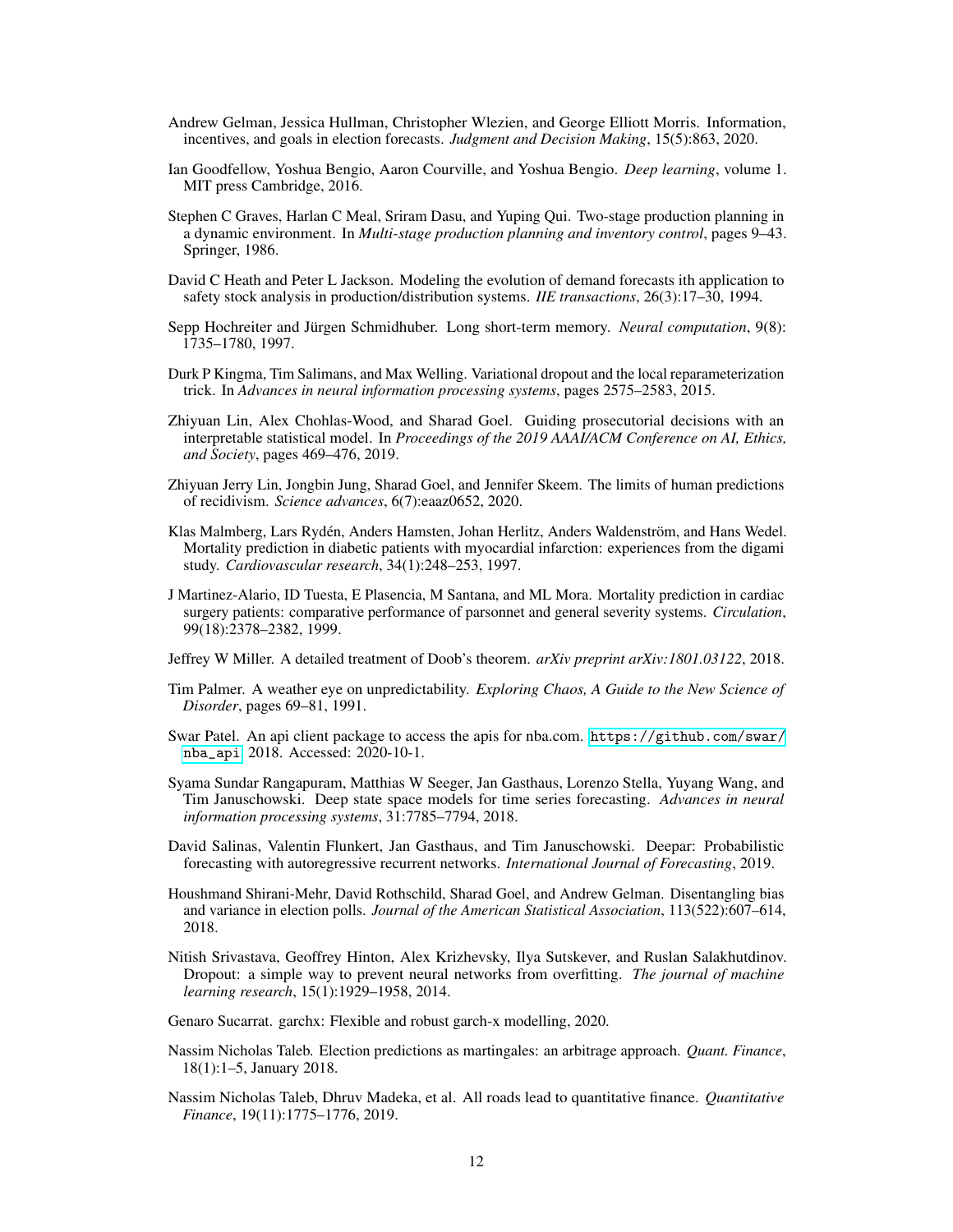Andrew Gelman, Jessica Hullman, Christopher Wlezien, and George Elliott Morris. Information, incentives, and goals in election forecasts. *Judgment and Decision Making*, 15(5):863, 2020.

Ian Goodfellow, Yoshua Bengio, Aaron Courville, and Yoshua Bengio. *Deep learning*, volume 1. MIT press Cambridge, 2016.

Stephen C Graves, Harlan C Meal, Sriram Dasu, and Yuping Qui. Two-stage production planning in a dynamic environment. In *Multi-stage production planning and inventory control*, pages 9–43. Springer, 1986.

David C Heath and Peter L Jackson. Modeling the evolution of demand forecasts ith application to safety stock analysis in production/distribution systems. *IIE transactions*, 26(3):17–30, 1994.

Sepp Hochreiter and Jürgen Schmidhuber. Long short-term memory. *Neural computation*, 9(8): 1735–1780, 1997.

Durk P Kingma, Tim Salimans, and Max Welling. Variational dropout and the local reparameterization trick. In *Advances in neural information processing systems*, pages 2575–2583, 2015.

Zhiyuan Lin, Alex Chohlas-Wood, and Sharad Goel. Guiding prosecutorial decisions with an interpretable statistical model. In *Proceedings of the 2019 AAAI/ACM Conference on AI, Ethics, and Society*, pages 469–476, 2019.

Zhiyuan Jerry Lin, Jongbin Jung, Sharad Goel, and Jennifer Skeem. The limits of human predictions of recidivism. *Science advances*, 6(7):eaaz0652, 2020.

Klas Malmberg, Lars Rydén, Anders Hamsten, Johan Herlitz, Anders Waldenström, and Hans Wedel. Mortality prediction in diabetic patients with myocardial infarction: experiences from the digami study. *Cardiovascular research*, 34(1):248–253, 1997.

J Martinez-Alario, ID Tuesta, E Plasencia, M Santana, and ML Mora. Mortality prediction in cardiac surgery patients: comparative performance of parsonnet and general severity systems. *Circulation*, 99(18):2378–2382, 1999.

Jeffrey W Miller. A detailed treatment of Doob's theorem. *arXiv preprint arXiv:1801.03122*, 2018.

Tim Palmer. A weather eye on unpredictability. *Exploring Chaos, A Guide to the New Science of Disorder*, pages 69–81, 1991.

Swar Patel. An api client package to access the apis for nba.com. https://github.com/swar/nba_api, 2018. Accessed: 2020-10-1.

Syama Sundar Rangapuram, Matthias W Seeger, Jan Gasthaus, Lorenzo Stella, Yuyang Wang, and Tim Januschowski. Deep state space models for time series forecasting. *Advances in neural information processing systems*, 31:7785–7794, 2018.

David Salinas, Valentin Flunkert, Jan Gasthaus, and Tim Januschowski. Deepar: Probabilistic forecasting with autoregressive recurrent networks. *International Journal of Forecasting*, 2019.

Houshmand Shirani-Mehr, David Rothschild, Sharad Goel, and Andrew Gelman. Disentangling bias and variance in election polls. *Journal of the American Statistical Association*, 113(522):607–614, 2018.

Nitish Srivastava, Geoffrey Hinton, Alex Krizhevsky, Ilya Sutskever, and Ruslan Salakhutdinov. Dropout: a simple way to prevent neural networks from overfitting. *The journal of machine learning research*, 15(1):1929–1958, 2014.

Genaro Sucarrat. garchx: Flexible and robust garch-x modelling, 2020.

Nassim Nicholas Taleb. Election predictions as martingales: an arbitrage approach. *Quant. Finance*, 18(1):1–5, January 2018.

Nassim Nicholas Taleb, Dhruv Madeka, et al. All roads lead to quantitative finance. *Quantitative Finance*, 19(11):1775–1776, 2019.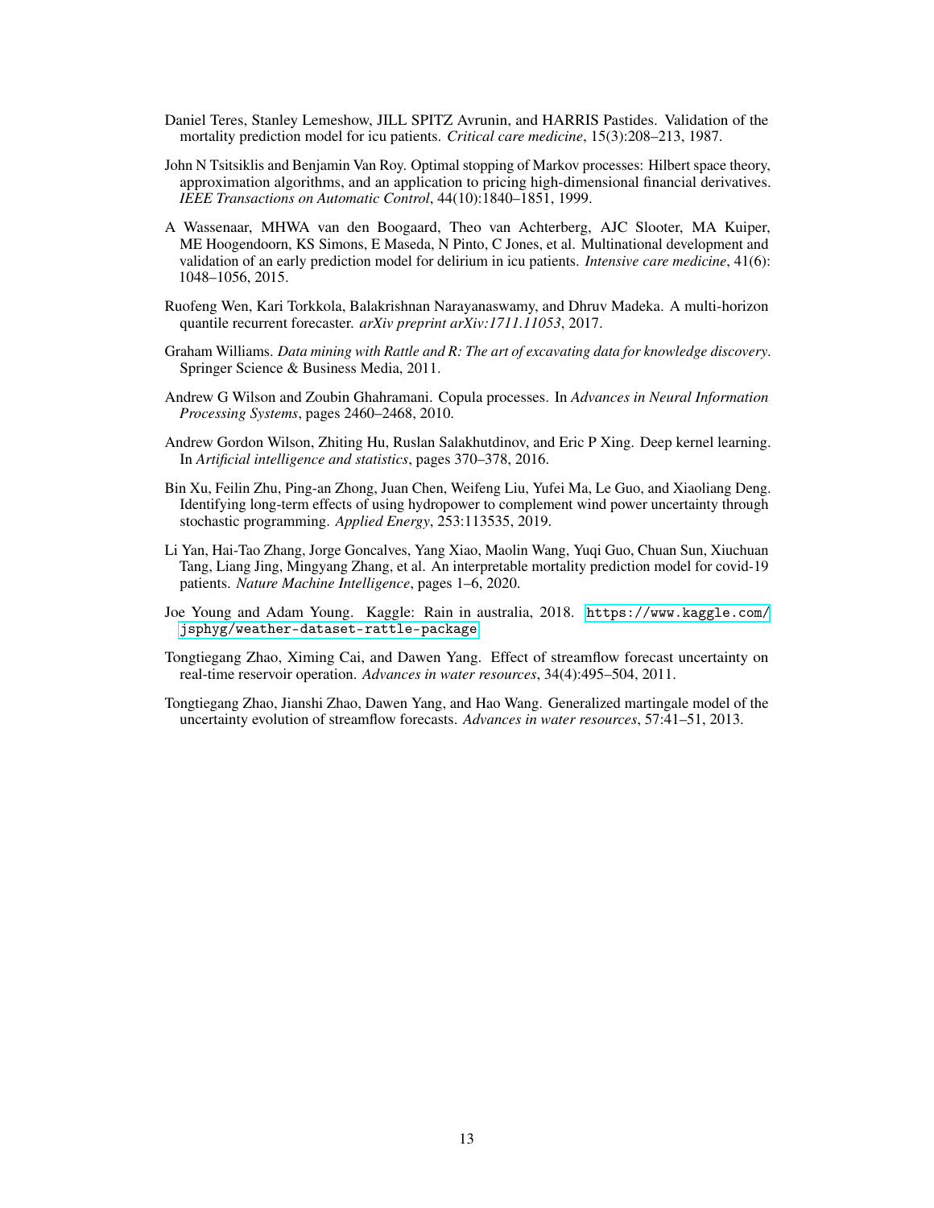Daniel Teres, Stanley Lemeshow, JILL SPITZ Avrunin, and HARRIS Pastides. Validation of the mortality prediction model for icu patients. *Critical care medicine*, 15(3):208–213, 1987.

John N Tsitsiklis and Benjamin Van Roy. Optimal stopping of Markov processes: Hilbert space theory, approximation algorithms, and an application to pricing high-dimensional financial derivatives. *IEEE Transactions on Automatic Control*, 44(10):1840–1851, 1999.

A Wassenaar, MHWA van den Boogaard, Theo van Achterberg, AJC Slooter, MA Kuiper, ME Hoogendoorn, KS Simons, E Maseda, N Pinto, C Jones, et al. Multinational development and validation of an early prediction model for delirium in icu patients. *Intensive care medicine*, 41(6): 1048–1056, 2015.

Ruofeng Wen, Kari Torkkola, Balakrishnan Narayanaswamy, and Dhruv Madeka. A multi-horizon quantile recurrent forecaster. *arXiv preprint arXiv:1711.11053*, 2017.

Graham Williams. *Data mining with Rattle and R: The art of excavating data for knowledge discovery*. Springer Science & Business Media, 2011.

Andrew G Wilson and Zoubin Ghahramani. Copula processes. In *Advances in Neural Information Processing Systems*, pages 2460–2468, 2010.

Andrew Gordon Wilson, Zhiting Hu, Ruslan Salakhutdinov, and Eric P Xing. Deep kernel learning. In *Artificial intelligence and statistics*, pages 370–378, 2016.

Bin Xu, Feilin Zhu, Ping-an Zhong, Juan Chen, Weifeng Liu, Yufei Ma, Le Guo, and Xiaoliang Deng. Identifying long-term effects of using hydropower to complement wind power uncertainty through stochastic programming. *Applied Energy*, 253:113535, 2019.

Li Yan, Hai-Tao Zhang, Jorge Goncalves, Yang Xiao, Maolin Wang, Yuqi Guo, Chuan Sun, Xiuchuan Tang, Liang Jing, Mingyang Zhang, et al. An interpretable mortality prediction model for covid-19 patients. *Nature Machine Intelligence*, pages 1–6, 2020.

Joe Young and Adam Young. Kaggle: Rain in australia, 2018. `https://www.kaggle.com/jsphyg/weather-dataset-rattle-package`.

Tongtiegang Zhao, Ximing Cai, and Dawen Yang. Effect of streamflow forecast uncertainty on real-time reservoir operation. *Advances in water resources*, 34(4):495–504, 2011.

Tongtiegang Zhao, Jianshi Zhao, Dawen Yang, and Hao Wang. Generalized martingale model of the uncertainty evolution of streamflow forecasts. *Advances in water resources*, 57:41–51, 2013.